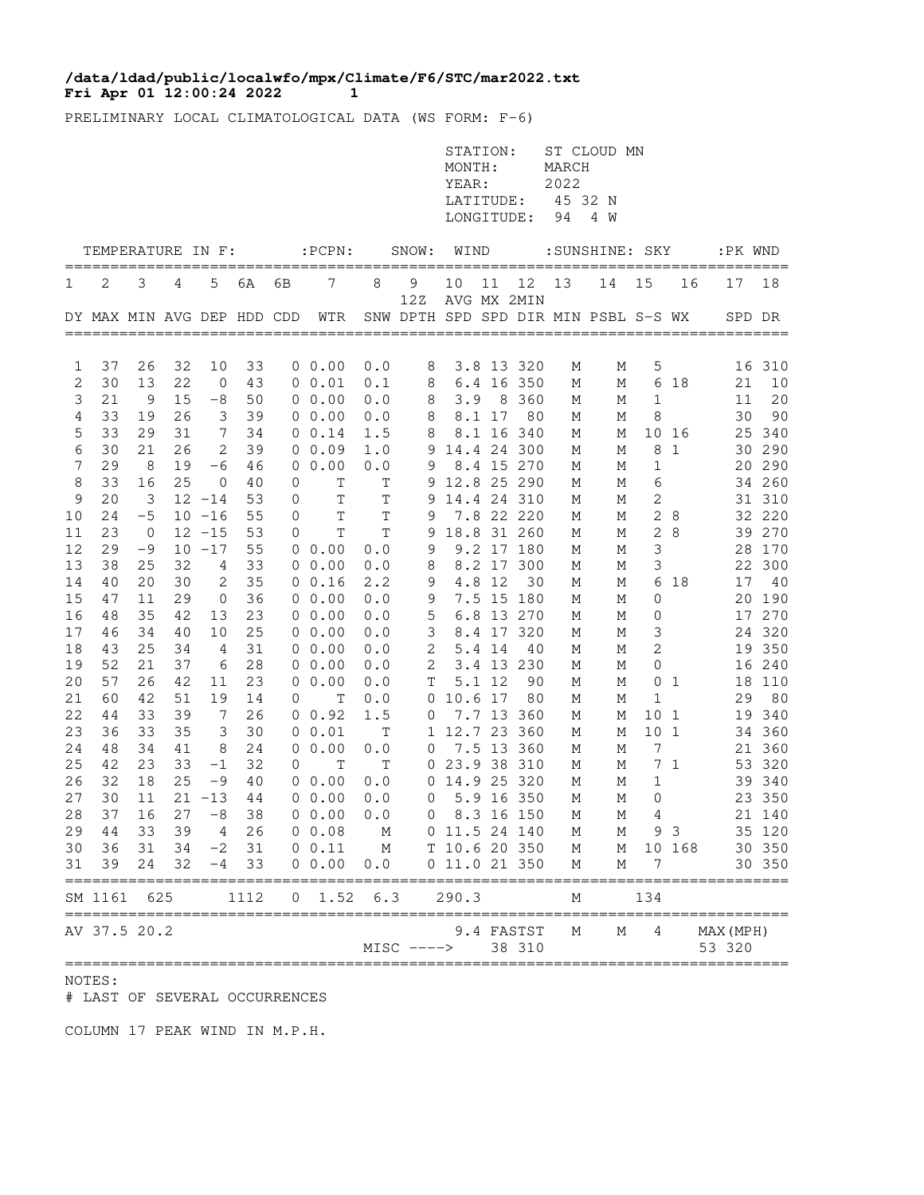**/data/ldad/public/localwfo/mpx/Climate/F6/STC/mar2022.txt**
**Fri Apr 01 12:00:24 2022 1**

PRELIMINARY LOCAL CLIMATOLOGICAL DATA (WS FORM: F-6)

STATION: ST CLOUD MN
MONTH: MARCH
YEAR: 2022
LATITUDE: 45 32 N
LONGITUDE: 94 4 W

| TEMPERATURE IN F: | | | | | | | :PCPN: | SNOW: | | WIND | | | :SUNSHINE: | | SKY | | :PK WND | |
|---|---|---|---|---|---|---|---|---|---|---|---|---|---|---|---|---|---|---|
| 1 | 2 | 3 | 4 | 5 | 6A | 6B | 7 | 8 | 9 12Z | 10 | 11 | 12 | 13 | 14 | 15 | 16 | 17 | 18 |
| DY | MAX | MIN | AVG | DEP | HDD | CDD | WTR | SNW | DPTH | AVG SPD | MX SPD | 2MIN DIR | MIN | PSBL | S-S | WX | SPD | DR |
| 1 | 37 | 26 | 32 | 10 | 33 | 0 | 0.00 | 0.0 | 8 | 3.8 | 13 | 320 | M | M | 5 | | 16 | 310 |
| 2 | 30 | 13 | 22 | 0 | 43 | 0 | 0.01 | 0.1 | 8 | 6.4 | 16 | 350 | M | M | 6 | 18 | 21 | 10 |
| 3 | 21 | 9 | 15 | -8 | 50 | 0 | 0.00 | 0.0 | 8 | 3.9 | 8 | 360 | M | M | 1 | | 11 | 20 |
| 4 | 33 | 19 | 26 | 3 | 39 | 0 | 0.00 | 0.0 | 8 | 8.1 | 17 | 80 | M | M | 8 | | 30 | 90 |
| 5 | 33 | 29 | 31 | 7 | 34 | 0 | 0.14 | 1.5 | 8 | 8.1 | 16 | 340 | M | M | 10 | 16 | 25 | 340 |
| 6 | 30 | 21 | 26 | 2 | 39 | 0 | 0.09 | 1.0 | 9 | 14.4 | 24 | 300 | M | M | 8 | 1 | 30 | 290 |
| 7 | 29 | 8 | 19 | -6 | 46 | 0 | 0.00 | 0.0 | 9 | 8.4 | 15 | 270 | M | M | 1 | | 20 | 290 |
| 8 | 33 | 16 | 25 | 0 | 40 | 0 | T | T | 9 | 12.8 | 25 | 290 | M | M | 6 | | 34 | 260 |
| 9 | 20 | 3 | 12 | -14 | 53 | 0 | T | T | 9 | 14.4 | 24 | 310 | M | M | 2 | | 31 | 310 |
| 10 | 24 | -5 | 10 | -16 | 55 | 0 | T | T | 9 | 7.8 | 22 | 220 | M | M | 2 | 8 | 32 | 220 |
| 11 | 23 | 0 | 12 | -15 | 53 | 0 | T | T | 9 | 18.8 | 31 | 260 | M | M | 2 | 8 | 39 | 270 |
| 12 | 29 | -9 | 10 | -17 | 55 | 0 | 0.00 | 0.0 | 9 | 9.2 | 17 | 180 | M | M | 3 | | 28 | 170 |
| 13 | 38 | 25 | 32 | 4 | 33 | 0 | 0.00 | 0.0 | 8 | 8.2 | 17 | 300 | M | M | 3 | | 22 | 300 |
| 14 | 40 | 20 | 30 | 2 | 35 | 0 | 0.16 | 2.2 | 9 | 4.8 | 12 | 30 | M | M | 6 | 18 | 17 | 40 |
| 15 | 47 | 11 | 29 | 0 | 36 | 0 | 0.00 | 0.0 | 9 | 7.5 | 15 | 180 | M | M | 0 | | 20 | 190 |
| 16 | 48 | 35 | 42 | 13 | 23 | 0 | 0.00 | 0.0 | 5 | 6.8 | 13 | 270 | M | M | 0 | | 17 | 270 |
| 17 | 46 | 34 | 40 | 10 | 25 | 0 | 0.00 | 0.0 | 3 | 8.4 | 17 | 320 | M | M | 3 | | 24 | 320 |
| 18 | 43 | 25 | 34 | 4 | 31 | 0 | 0.00 | 0.0 | 2 | 5.4 | 14 | 40 | M | M | 2 | | 19 | 350 |
| 19 | 52 | 21 | 37 | 6 | 28 | 0 | 0.00 | 0.0 | 2 | 3.4 | 13 | 230 | M | M | 0 | | 16 | 240 |
| 20 | 57 | 26 | 42 | 11 | 23 | 0 | 0.00 | 0.0 | T | 5.1 | 12 | 90 | M | M | 0 | 1 | 18 | 110 |
| 21 | 60 | 42 | 51 | 19 | 14 | 0 | T | 0.0 | 0 | 10.6 | 17 | 80 | M | M | 1 | | 29 | 80 |
| 22 | 44 | 33 | 39 | 7 | 26 | 0 | 0.92 | 1.5 | 0 | 7.7 | 13 | 360 | M | M | 10 | 1 | 19 | 340 |
| 23 | 36 | 33 | 35 | 3 | 30 | 0 | 0.01 | T | 1 | 12.7 | 23 | 360 | M | M | 10 | 1 | 34 | 360 |
| 24 | 48 | 34 | 41 | 8 | 24 | 0 | 0.00 | 0.0 | 0 | 7.5 | 13 | 360 | M | M | 7 | | 21 | 360 |
| 25 | 42 | 23 | 33 | -1 | 32 | 0 | T | T | 0 | 23.9 | 38 | 310 | M | M | 7 | 1 | 53 | 320 |
| 26 | 32 | 18 | 25 | -9 | 40 | 0 | 0.00 | 0.0 | 0 | 14.9 | 25 | 320 | M | M | 1 | | 39 | 340 |
| 27 | 30 | 11 | 21 | -13 | 44 | 0 | 0.00 | 0.0 | 0 | 5.9 | 16 | 350 | M | M | 0 | | 23 | 350 |
| 28 | 37 | 16 | 27 | -8 | 38 | 0 | 0.00 | 0.0 | 0 | 8.3 | 16 | 150 | M | M | 4 | | 21 | 140 |
| 29 | 44 | 33 | 39 | 4 | 26 | 0 | 0.08 | M | 0 | 11.5 | 24 | 140 | M | M | 9 | 3 | 35 | 120 |
| 30 | 36 | 31 | 34 | -2 | 31 | 0 | 0.11 | M | T | 10.6 | 20 | 350 | M | M | 10 | 168 | 30 | 350 |
| 31 | 39 | 24 | 32 | -4 | 33 | 0 | 0.00 | 0.0 | 0 | 11.0 | 21 | 350 | M | M | 7 | | 30 | 350 |
| SM | 1161 | 625 | | | 1112 | 0 | 1.52 | 6.3 | | 290.3 | | | M | | 134 | | | |
| AV | 37.5 | 20.2 | | | | | | | | 9.4 | FASTST | | M | M | 4 | | MAX(MPH) | |
| | | | | | | | | MISC ----> | | | 38 | 310 | | | | | 53 | 320 |

NOTES:
# LAST OF SEVERAL OCCURRENCES

COLUMN 17 PEAK WIND IN M.P.H.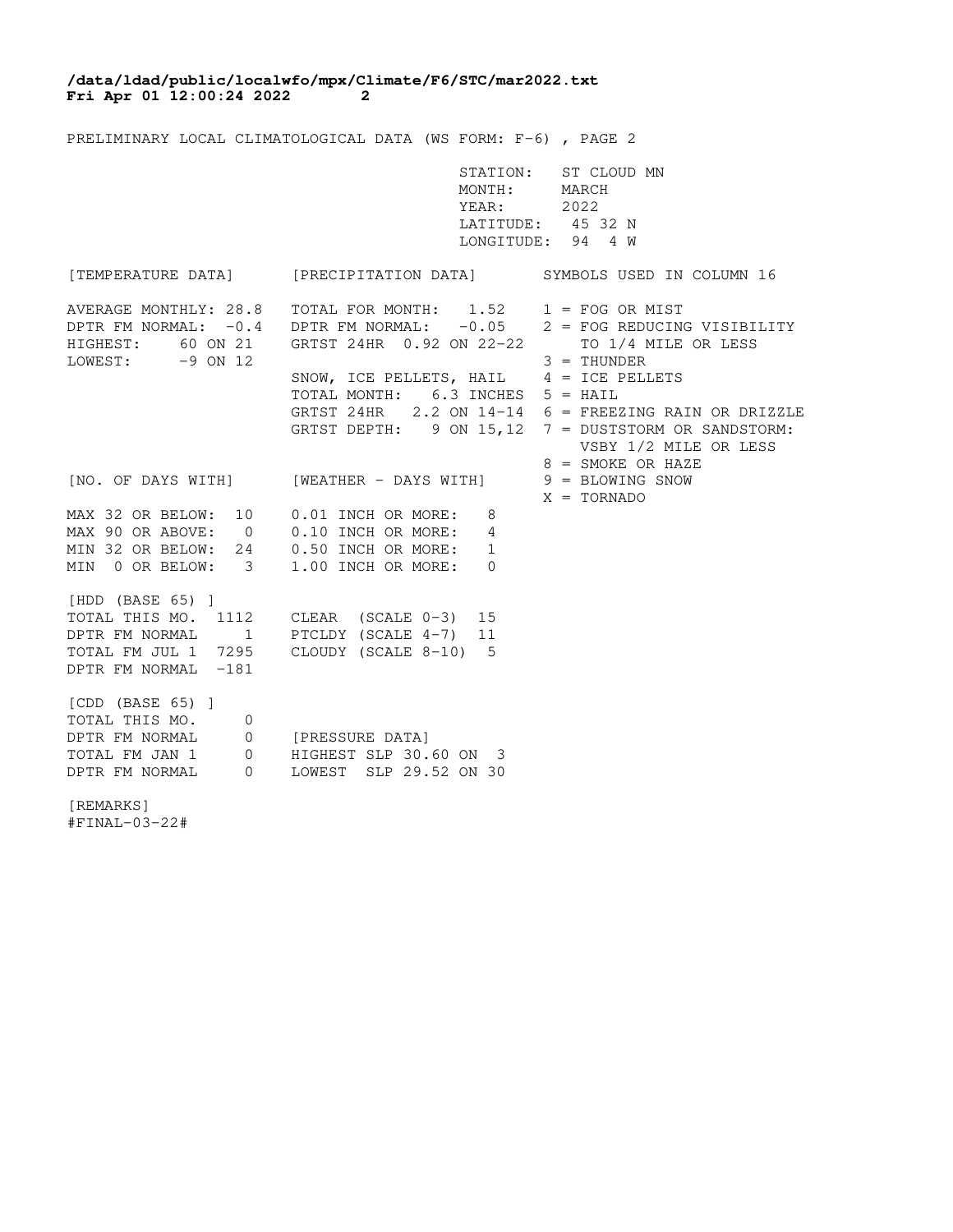**/data/ldad/public/localwfo/mpx/Climate/F6/STC/mar2022.txt**
**Fri Apr 01 12:00:24 2022 2**

PRELIMINARY LOCAL CLIMATOLOGICAL DATA (WS FORM: F-6) , PAGE 2

```
                                        STATION:   ST CLOUD MN
                                        MONTH:     MARCH
                                        YEAR:      2022
                                        LATITUDE:   45 32 N
                                        LONGITUDE:  94  4 W

[TEMPERATURE DATA]      [PRECIPITATION DATA]       SYMBOLS USED IN COLUMN 16

AVERAGE MONTHLY: 28.8   TOTAL FOR MONTH:   1.52    1 = FOG OR MIST
DPTR FM NORMAL:  -0.4   DPTR FM NORMAL:   -0.05    2 = FOG REDUCING VISIBILITY
HIGHEST:     60 ON 21   GRTST 24HR  0.92 ON 22-22      TO 1/4 MILE OR LESS
LOWEST:      -9 ON 12                              3 = THUNDER
                        SNOW, ICE PELLETS, HAIL    4 = ICE PELLETS
                        TOTAL MONTH:   6.3 INCHES  5 = HAIL
                        GRTST 24HR   2.2 ON 14-14  6 = FREEZING RAIN OR DRIZZLE
                        GRTST DEPTH:   9 ON 15,12  7 = DUSTSTORM OR SANDSTORM:
                                                       VSBY 1/2 MILE OR LESS
                                                   8 = SMOKE OR HAZE
[NO. OF DAYS WITH]      [WEATHER - DAYS WITH]      9 = BLOWING SNOW
                                                   X = TORNADO
MAX 32 OR BELOW:  10    0.01 INCH OR MORE:   8
MAX 90 OR ABOVE:   0    0.10 INCH OR MORE:   4
MIN 32 OR BELOW:  24    0.50 INCH OR MORE:   1
MIN  0 OR BELOW:   3    1.00 INCH OR MORE:   0

[HDD (BASE 65) ]
TOTAL THIS MO.  1112    CLEAR  (SCALE 0-3)  15
DPTR FM NORMAL     1    PTCLDY (SCALE 4-7)  11
TOTAL FM JUL 1  7295    CLOUDY (SCALE 8-10)  5
DPTR FM NORMAL  -181

[CDD (BASE 65) ]
TOTAL THIS MO.     0
DPTR FM NORMAL     0    [PRESSURE DATA]
TOTAL FM JAN 1     0    HIGHEST SLP 30.60 ON  3
DPTR FM NORMAL     0    LOWEST  SLP 29.52 ON 30

[REMARKS]
#FINAL-03-22#
```